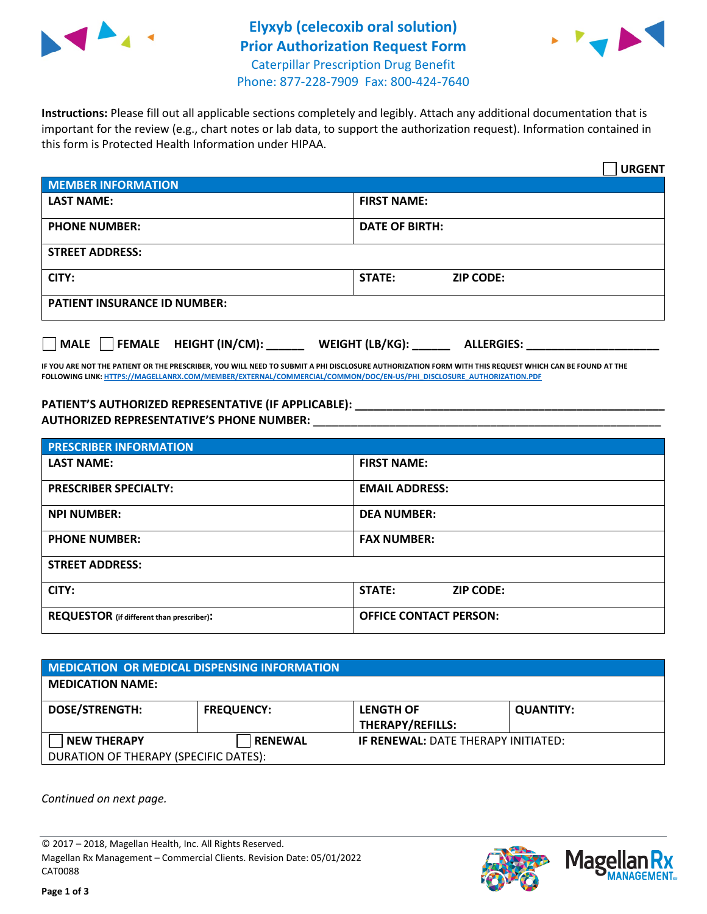# Elyxyb (celecoxib oral solution)
# Prior Authorization Request Form

Caterpillar Prescription Drug Benefit
Phone: 877-228-7909 Fax: 800-424-7640

**Instructions:** Please fill out all applicable sections completely and legibly. Attach any additional documentation that is important for the review (e.g., chart notes or lab data, to support the authorization request). Information contained in this form is Protected Health Information under HIPAA.

☐ **URGENT**

| **MEMBER INFORMATION** | |
|---|---|
| **LAST NAME:** | **FIRST NAME:** |
| **PHONE NUMBER:** | **DATE OF BIRTH:** |
| **STREET ADDRESS:** | |
| **CITY:** | **STATE:** **ZIP CODE:** |
| **PATIENT INSURANCE ID NUMBER:** | |

☐ **MALE** ☐ **FEMALE** **HEIGHT (IN/CM):** ______ **WEIGHT (LB/KG):** ______ **ALLERGIES:** ____________________

**IF YOU ARE NOT THE PATIENT OR THE PRESCRIBER, YOU WILL NEED TO SUBMIT A PHI DISCLOSURE AUTHORIZATION FORM WITH THIS REQUEST WHICH CAN BE FOUND AT THE FOLLOWING LINK: HTTPS://MAGELLANRX.COM/MEMBER/EXTERNAL/COMMERCIAL/COMMON/DOC/EN-US/PHI_DISCLOSURE_AUTHORIZATION.PDF**

**PATIENT'S AUTHORIZED REPRESENTATIVE (IF APPLICABLE):** ____________________________________
**AUTHORIZED REPRESENTATIVE'S PHONE NUMBER:** ____________________________________

| **PRESCRIBER INFORMATION** | |
|---|---|
| **LAST NAME:** | **FIRST NAME:** |
| **PRESCRIBER SPECIALTY:** | **EMAIL ADDRESS:** |
| **NPI NUMBER:** | **DEA NUMBER:** |
| **PHONE NUMBER:** | **FAX NUMBER:** |
| **STREET ADDRESS:** | |
| **CITY:** | **STATE:** **ZIP CODE:** |
| **REQUESTOR** (if different than prescriber)**:** | **OFFICE CONTACT PERSON:** |

| **MEDICATION OR MEDICAL DISPENSING INFORMATION** | | | |
|---|---|---|---|
| **MEDICATION NAME:** | | | |
| **DOSE/STRENGTH:** | **FREQUENCY:** | **LENGTH OF THERAPY/REFILLS:** | **QUANTITY:** |
| ☐ **NEW THERAPY** | ☐ **RENEWAL** | **IF RENEWAL:** DATE THERAPY INITIATED: | |
| DURATION OF THERAPY (SPECIFIC DATES): | | | |

*Continued on next page.*

© 2017 – 2018, Magellan Health, Inc. All Rights Reserved.
Magellan Rx Management – Commercial Clients. Revision Date: 05/01/2022
CAT0088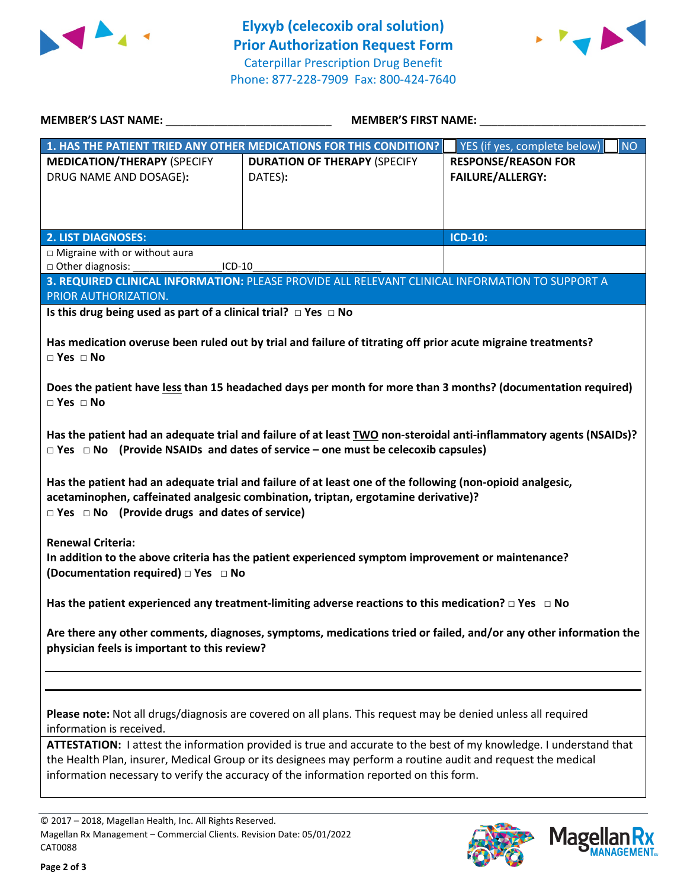# Elyxyb (celecoxib oral solution)
# Prior Authorization Request Form

Caterpillar Prescription Drug Benefit
Phone: 877-228-7909 Fax: 800-424-7640

**MEMBER'S LAST NAME:** ___________________________ **MEMBER'S FIRST NAME:** ___________________________

| **1. HAS THE PATIENT TRIED ANY OTHER MEDICATIONS FOR THIS CONDITION?** | | ☐ YES (if yes, complete below) ☐ NO |
|---|---|---|
| **MEDICATION/THERAPY** (SPECIFY DRUG NAME AND DOSAGE): | **DURATION OF THERAPY** (SPECIFY DATES): | **RESPONSE/REASON FOR FAILURE/ALLERGY:** |
| | | |

| **2. LIST DIAGNOSES:** | **ICD-10:** |
|---|---|
| □ Migraine with or without aura<br>□ Other diagnosis: ______________ICD-10______________________ | |

**3. REQUIRED CLINICAL INFORMATION:** PLEASE PROVIDE ALL RELEVANT CLINICAL INFORMATION TO SUPPORT A PRIOR AUTHORIZATION.

**Is this drug being used as part of a clinical trial? □ Yes □ No**

**Has medication overuse been ruled out by trial and failure of titrating off prior acute migraine treatments?**
**□ Yes □ No**

**Does the patient have <u>less</u> than 15 headached days per month for more than 3 months? (documentation required)**
**□ Yes □ No**

**Has the patient had an adequate trial and failure of at least <u>TWO</u> non-steroidal anti-inflammatory agents (NSAIDs)?**
**□ Yes □ No (Provide NSAIDs and dates of service – one must be celecoxib capsules)**

**Has the patient had an adequate trial and failure of at least one of the following (non-opioid analgesic, acetaminophen, caffeinated analgesic combination, triptan, ergotamine derivative)?**
**□ Yes □ No (Provide drugs and dates of service)**

**Renewal Criteria:**
**In addition to the above criteria has the patient experienced symptom improvement or maintenance? (Documentation required) □ Yes □ No**

**Has the patient experienced any treatment-limiting adverse reactions to this medication? □ Yes □ No**

**Are there any other comments, diagnoses, symptoms, medications tried or failed, and/or any other information the physician feels is important to this review?**

_____________________________________________________________________________

_____________________________________________________________________________

**Please note:** Not all drugs/diagnosis are covered on all plans. This request may be denied unless all required information is received.

**ATTESTATION:** I attest the information provided is true and accurate to the best of my knowledge. I understand that the Health Plan, insurer, Medical Group or its designees may perform a routine audit and request the medical information necessary to verify the accuracy of the information reported on this form.

© 2017 – 2018, Magellan Health, Inc. All Rights Reserved.
Magellan Rx Management – Commercial Clients. Revision Date: 05/01/2022
CAT0088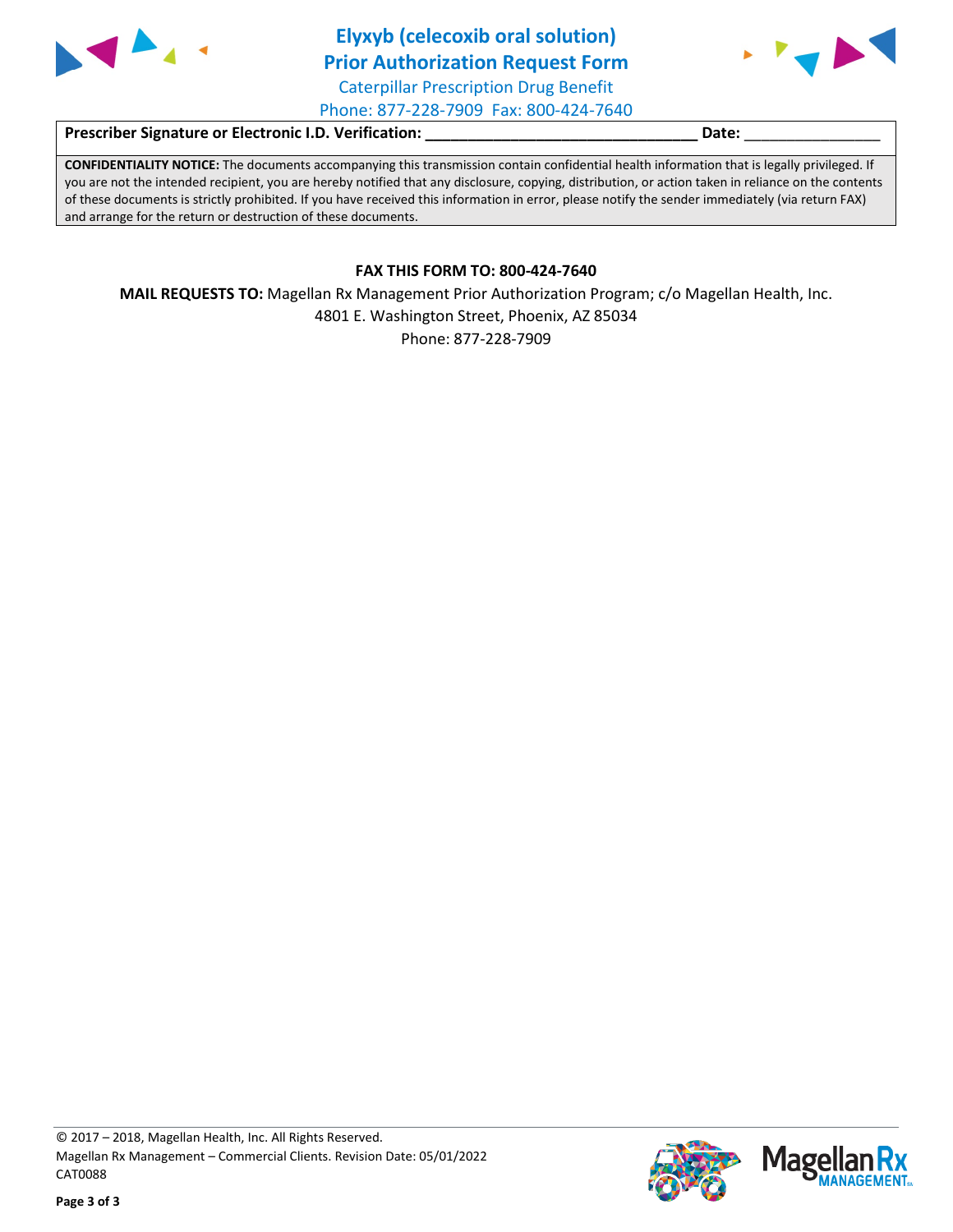**Prescriber Signature or Electronic I.D. Verification: ________________________________ Date: ________________**

**CONFIDENTIALITY NOTICE:** The documents accompanying this transmission contain confidential health information that is legally privileged. If you are not the intended recipient, you are hereby notified that any disclosure, copying, distribution, or action taken in reliance on the contents of these documents is strictly prohibited. If you have received this information in error, please notify the sender immediately (via return FAX) and arrange for the return or destruction of these documents.

**FAX THIS FORM TO: 800-424-7640**

**MAIL REQUESTS TO:** Magellan Rx Management Prior Authorization Program; c/o Magellan Health, Inc.
4801 E. Washington Street, Phoenix, AZ 85034
Phone: 877-228-7909